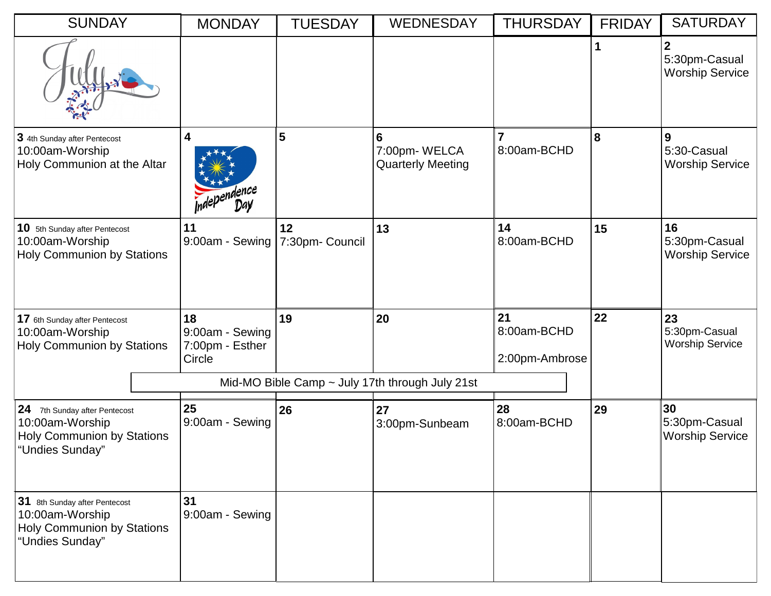| SUNDAY | MONDAY | TUESDAY | WEDNESDAY | THURSDAY | FRIDAY | SATURDAY |
|---|---|---|---|---|---|---|
| July | | | | | 1 | 2<br>5:30pm-Casual Worship Service |
| 3 4th Sunday after Pentecost<br>10:00am-Worship<br>Holy Communion at the Altar | 4<br>Independence Day | 5 | 6<br>7:00pm- WELCA Quarterly Meeting | 7<br>8:00am-BCHD | 8 | 9<br>5:30-Casual Worship Service |
| 10 5th Sunday after Pentecost<br>10:00am-Worship<br>Holy Communion by Stations | 11<br>9:00am - Sewing | 12<br>7:30pm- Council | 13 | 14<br>8:00am-BCHD | 15 | 16<br>5:30pm-Casual Worship Service |
| 17 6th Sunday after Pentecost<br>10:00am-Worship<br>Holy Communion by Stations | 18<br>9:00am - Sewing<br>7:00pm - Esther Circle | 19 | 20 | 21<br>8:00am-BCHD<br>2:00pm-Ambrose | 22 | 23<br>5:30pm-Casual Worship Service |
| Mid-MO Bible Camp ~ July 17th through July 21st | | | | | | |
| 24 7th Sunday after Pentecost<br>10:00am-Worship<br>Holy Communion by Stations<br>"Undies Sunday" | 25<br>9:00am - Sewing | 26 | 27<br>3:00pm-Sunbeam | 28<br>8:00am-BCHD | 29 | 30<br>5:30pm-Casual Worship Service |
| 31 8th Sunday after Pentecost<br>10:00am-Worship<br>Holy Communion by Stations<br>"Undies Sunday" | 31<br>9:00am - Sewing | | | | | |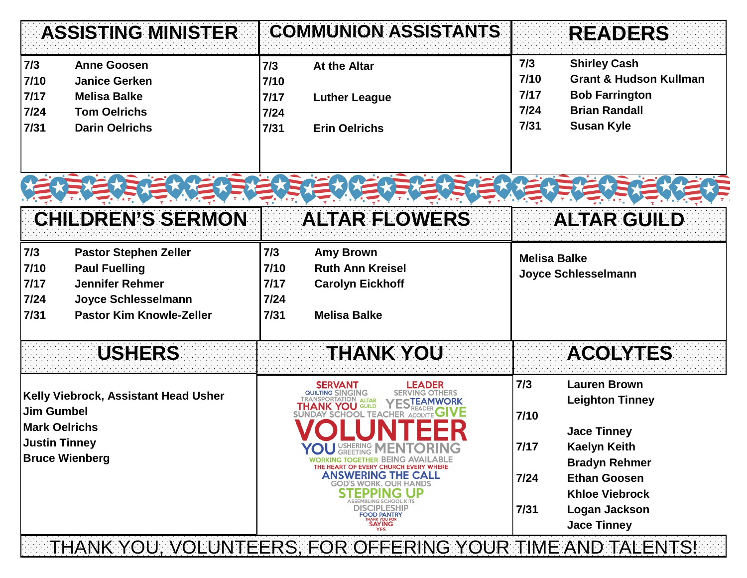## ASSISTING MINISTER

| | |
|---|---|
| 7/3 | Anne Goosen |
| 7/10 | Janice Gerken |
| 7/17 | Melisa Balke |
| 7/24 | Tom Oelrichs |
| 7/31 | Darin Oelrichs |

## COMMUNION ASSISTANTS

| | |
|---|---|
| 7/3 | At the Altar |
| 7/10 | |
| 7/17 | Luther League |
| 7/24 | |
| 7/31 | Erin Oelrichs |

## READERS

| | |
|---|---|
| 7/3 | Shirley Cash |
| 7/10 | Grant & Hudson Kullman |
| 7/17 | Bob Farrington |
| 7/24 | Brian Randall |
| 7/31 | Susan Kyle |

## CHILDREN'S SERMON

| | |
|---|---|
| 7/3 | Pastor Stephen Zeller |
| 7/10 | Paul Fuelling |
| 7/17 | Jennifer Rehmer |
| 7/24 | Joyce Schlesselmann |
| 7/31 | Pastor Kim Knowle-Zeller |

## ALTAR FLOWERS

| | |
|---|---|
| 7/3 | Amy Brown |
| 7/10 | Ruth Ann Kreisel |
| 7/17 | Carolyn Eickhoff |
| 7/24 | |
| 7/31 | Melisa Balke |

## ALTAR GUILD

Melisa Balke
Joyce Schlesselmann

## USHERS

Kelly Viebrock, Assistant Head Usher
Jim Gumbel
Mark Oelrichs
Justin Tinney
Bruce Wienberg

## THANK YOU

SERVANT LEADER QUILTING SINGING SERVING OTHERS TRANSPORTATION ALTAR GUILD THANK YOU YES TEAMWORK READER SUNDAY SCHOOL TEACHER ACOLYTE GIVE VOLUNTEER YOU USHERING GREETING MENTORING WORKING TOGETHER BEING AVAILABLE THE HEART OF EVERY CHURCH EVERY WHERE ANSWERING THE CALL GOD'S WORK. OUR HANDS STEPPING UP ASSEMBLING SCHOOL KITS DISCIPLESHIP FOOD PANTRY THANK YOU FOR SAYING YES

## ACOLYTES

| | |
|---|---|
| 7/3 | Lauren Brown |
| | Leighton Tinney |
| 7/10 | |
| | Jace Tinney |
| 7/17 | Kaelyn Keith |
| | Bradyn Rehmer |
| 7/24 | Ethan Goosen |
| | Khloe Viebrock |
| 7/31 | Logan Jackson |
| | Jace Tinney |

THANK YOU, VOLUNTEERS, FOR OFFERING YOUR TIME AND TALENTS!